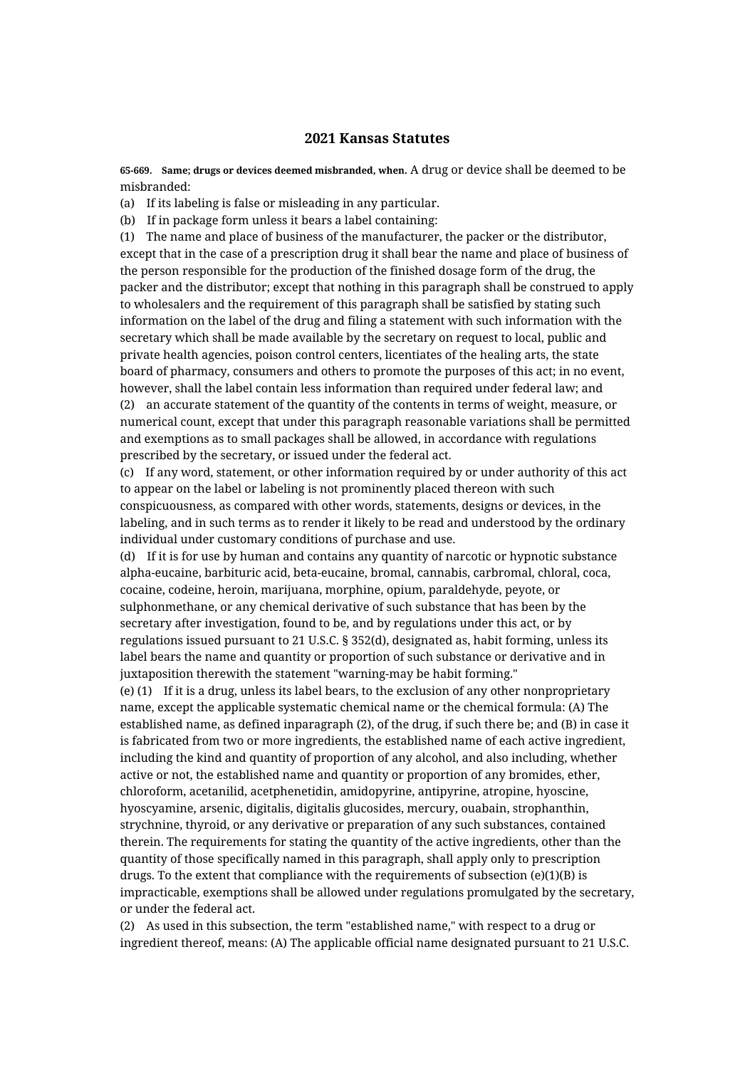# 2021 Kansas Statutes

**65-669. Same; drugs or devices deemed misbranded, when.** A drug or device shall be deemed to be misbranded:

(a) If its labeling is false or misleading in any particular.

(b) If in package form unless it bears a label containing:

(1) The name and place of business of the manufacturer, the packer or the distributor, except that in the case of a prescription drug it shall bear the name and place of business of the person responsible for the production of the finished dosage form of the drug, the packer and the distributor; except that nothing in this paragraph shall be construed to apply to wholesalers and the requirement of this paragraph shall be satisfied by stating such information on the label of the drug and filing a statement with such information with the secretary which shall be made available by the secretary on request to local, public and private health agencies, poison control centers, licentiates of the healing arts, the state board of pharmacy, consumers and others to promote the purposes of this act; in no event, however, shall the label contain less information than required under federal law; and

(2) an accurate statement of the quantity of the contents in terms of weight, measure, or numerical count, except that under this paragraph reasonable variations shall be permitted and exemptions as to small packages shall be allowed, in accordance with regulations prescribed by the secretary, or issued under the federal act.

(c) If any word, statement, or other information required by or under authority of this act to appear on the label or labeling is not prominently placed thereon with such conspicuousness, as compared with other words, statements, designs or devices, in the labeling, and in such terms as to render it likely to be read and understood by the ordinary individual under customary conditions of purchase and use.

(d) If it is for use by human and contains any quantity of narcotic or hypnotic substance alpha-eucaine, barbituric acid, beta-eucaine, bromal, cannabis, carbromal, chloral, coca, cocaine, codeine, heroin, marijuana, morphine, opium, paraldehyde, peyote, or sulphonmethane, or any chemical derivative of such substance that has been by the secretary after investigation, found to be, and by regulations under this act, or by regulations issued pursuant to 21 U.S.C. § 352(d), designated as, habit forming, unless its label bears the name and quantity or proportion of such substance or derivative and in juxtaposition therewith the statement "warning-may be habit forming."

(e) (1) If it is a drug, unless its label bears, to the exclusion of any other nonproprietary name, except the applicable systematic chemical name or the chemical formula: (A) The established name, as defined inparagraph (2), of the drug, if such there be; and (B) in case it is fabricated from two or more ingredients, the established name of each active ingredient, including the kind and quantity of proportion of any alcohol, and also including, whether active or not, the established name and quantity or proportion of any bromides, ether, chloroform, acetanilid, acetphenetidin, amidopyrine, antipyrine, atropine, hyoscine, hyoscyamine, arsenic, digitalis, digitalis glucosides, mercury, ouabain, strophanthin, strychnine, thyroid, or any derivative or preparation of any such substances, contained therein. The requirements for stating the quantity of the active ingredients, other than the quantity of those specifically named in this paragraph, shall apply only to prescription drugs. To the extent that compliance with the requirements of subsection (e)(1)(B) is impracticable, exemptions shall be allowed under regulations promulgated by the secretary, or under the federal act.

(2) As used in this subsection, the term "established name," with respect to a drug or ingredient thereof, means: (A) The applicable official name designated pursuant to 21 U.S.C.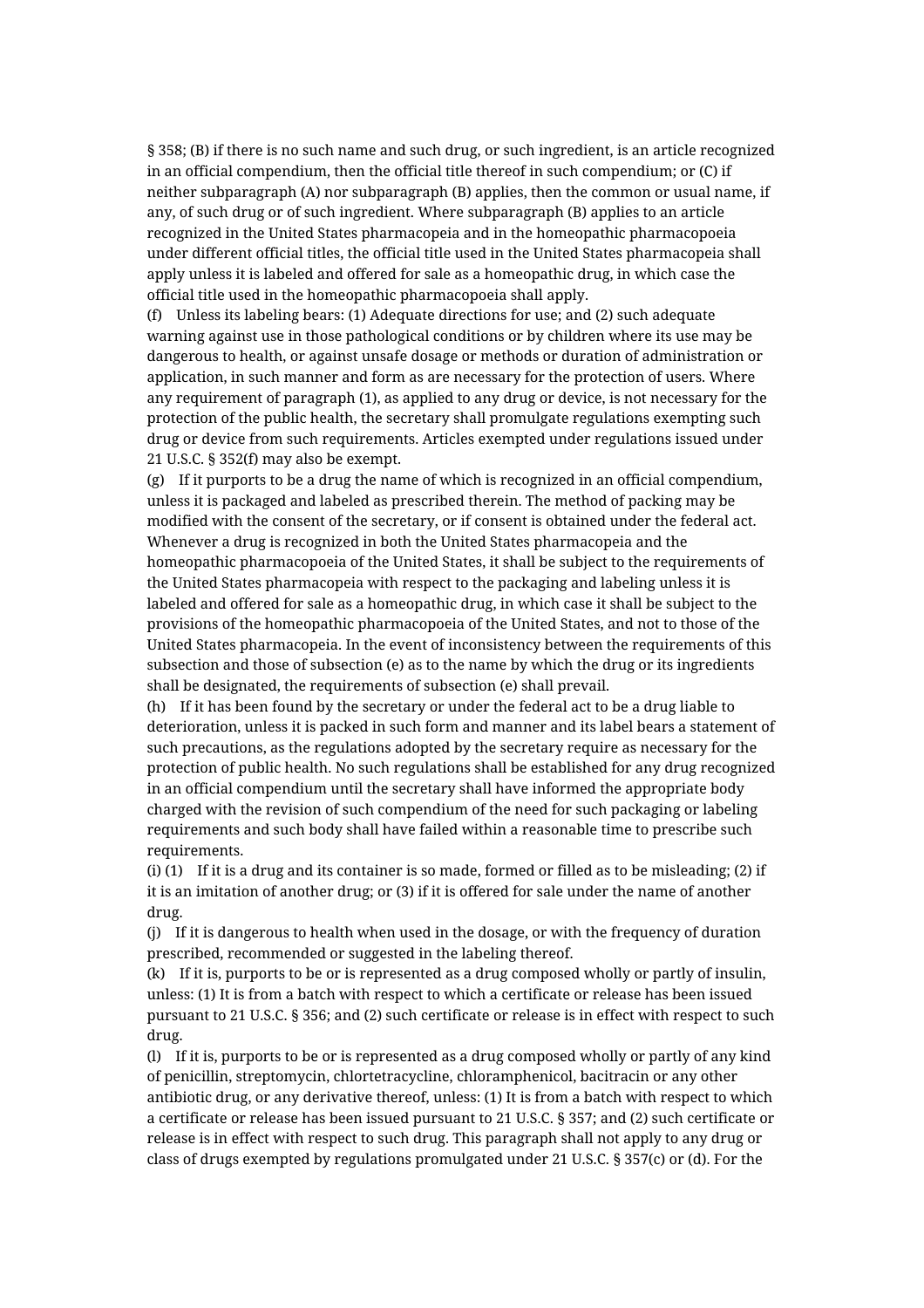§ 358; (B) if there is no such name and such drug, or such ingredient, is an article recognized in an official compendium, then the official title thereof in such compendium; or (C) if neither subparagraph (A) nor subparagraph (B) applies, then the common or usual name, if any, of such drug or of such ingredient. Where subparagraph (B) applies to an article recognized in the United States pharmacopeia and in the homeopathic pharmacopoeia under different official titles, the official title used in the United States pharmacopeia shall apply unless it is labeled and offered for sale as a homeopathic drug, in which case the official title used in the homeopathic pharmacopoeia shall apply.

(f) Unless its labeling bears: (1) Adequate directions for use; and (2) such adequate warning against use in those pathological conditions or by children where its use may be dangerous to health, or against unsafe dosage or methods or duration of administration or application, in such manner and form as are necessary for the protection of users. Where any requirement of paragraph (1), as applied to any drug or device, is not necessary for the protection of the public health, the secretary shall promulgate regulations exempting such drug or device from such requirements. Articles exempted under regulations issued under 21 U.S.C. § 352(f) may also be exempt.

(g) If it purports to be a drug the name of which is recognized in an official compendium, unless it is packaged and labeled as prescribed therein. The method of packing may be modified with the consent of the secretary, or if consent is obtained under the federal act. Whenever a drug is recognized in both the United States pharmacopeia and the homeopathic pharmacopoeia of the United States, it shall be subject to the requirements of the United States pharmacopeia with respect to the packaging and labeling unless it is labeled and offered for sale as a homeopathic drug, in which case it shall be subject to the provisions of the homeopathic pharmacopoeia of the United States, and not to those of the United States pharmacopeia. In the event of inconsistency between the requirements of this subsection and those of subsection (e) as to the name by which the drug or its ingredients shall be designated, the requirements of subsection (e) shall prevail.

(h) If it has been found by the secretary or under the federal act to be a drug liable to deterioration, unless it is packed in such form and manner and its label bears a statement of such precautions, as the regulations adopted by the secretary require as necessary for the protection of public health. No such regulations shall be established for any drug recognized in an official compendium until the secretary shall have informed the appropriate body charged with the revision of such compendium of the need for such packaging or labeling requirements and such body shall have failed within a reasonable time to prescribe such requirements.

(i) (1) If it is a drug and its container is so made, formed or filled as to be misleading; (2) if it is an imitation of another drug; or (3) if it is offered for sale under the name of another drug.

(j) If it is dangerous to health when used in the dosage, or with the frequency of duration prescribed, recommended or suggested in the labeling thereof.

(k) If it is, purports to be or is represented as a drug composed wholly or partly of insulin, unless: (1) It is from a batch with respect to which a certificate or release has been issued pursuant to 21 U.S.C. § 356; and (2) such certificate or release is in effect with respect to such drug.

(l) If it is, purports to be or is represented as a drug composed wholly or partly of any kind of penicillin, streptomycin, chlortetracycline, chloramphenicol, bacitracin or any other antibiotic drug, or any derivative thereof, unless: (1) It is from a batch with respect to which a certificate or release has been issued pursuant to 21 U.S.C. § 357; and (2) such certificate or release is in effect with respect to such drug. This paragraph shall not apply to any drug or class of drugs exempted by regulations promulgated under 21 U.S.C. § 357(c) or (d). For the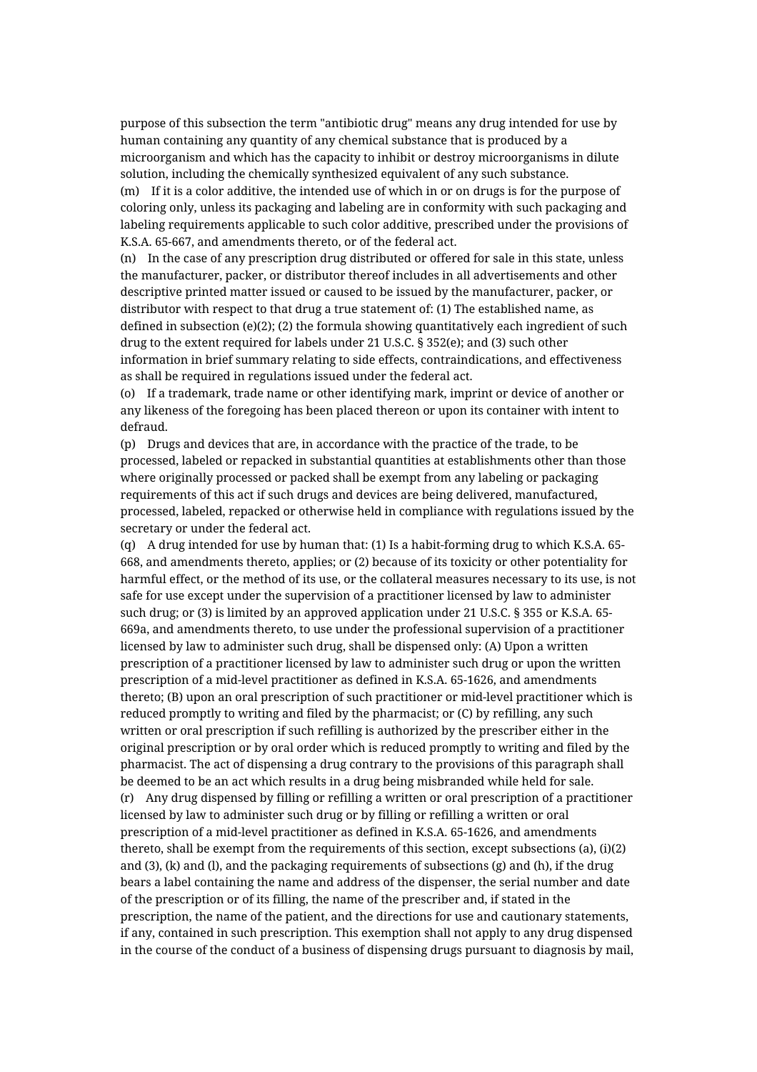purpose of this subsection the term "antibiotic drug" means any drug intended for use by human containing any quantity of any chemical substance that is produced by a microorganism and which has the capacity to inhibit or destroy microorganisms in dilute solution, including the chemically synthesized equivalent of any such substance.

(m) If it is a color additive, the intended use of which in or on drugs is for the purpose of coloring only, unless its packaging and labeling are in conformity with such packaging and labeling requirements applicable to such color additive, prescribed under the provisions of K.S.A. 65-667, and amendments thereto, or of the federal act.

(n) In the case of any prescription drug distributed or offered for sale in this state, unless the manufacturer, packer, or distributor thereof includes in all advertisements and other descriptive printed matter issued or caused to be issued by the manufacturer, packer, or distributor with respect to that drug a true statement of: (1) The established name, as defined in subsection (e)(2); (2) the formula showing quantitatively each ingredient of such drug to the extent required for labels under 21 U.S.C. § 352(e); and (3) such other information in brief summary relating to side effects, contraindications, and effectiveness as shall be required in regulations issued under the federal act.

(o) If a trademark, trade name or other identifying mark, imprint or device of another or any likeness of the foregoing has been placed thereon or upon its container with intent to defraud.

(p) Drugs and devices that are, in accordance with the practice of the trade, to be processed, labeled or repacked in substantial quantities at establishments other than those where originally processed or packed shall be exempt from any labeling or packaging requirements of this act if such drugs and devices are being delivered, manufactured, processed, labeled, repacked or otherwise held in compliance with regulations issued by the secretary or under the federal act.

(q) A drug intended for use by human that: (1) Is a habit-forming drug to which K.S.A. 65-668, and amendments thereto, applies; or (2) because of its toxicity or other potentiality for harmful effect, or the method of its use, or the collateral measures necessary to its use, is not safe for use except under the supervision of a practitioner licensed by law to administer such drug; or (3) is limited by an approved application under 21 U.S.C. § 355 or K.S.A. 65-669a, and amendments thereto, to use under the professional supervision of a practitioner licensed by law to administer such drug, shall be dispensed only: (A) Upon a written prescription of a practitioner licensed by law to administer such drug or upon the written prescription of a mid-level practitioner as defined in K.S.A. 65-1626, and amendments thereto; (B) upon an oral prescription of such practitioner or mid-level practitioner which is reduced promptly to writing and filed by the pharmacist; or (C) by refilling, any such written or oral prescription if such refilling is authorized by the prescriber either in the original prescription or by oral order which is reduced promptly to writing and filed by the pharmacist. The act of dispensing a drug contrary to the provisions of this paragraph shall be deemed to be an act which results in a drug being misbranded while held for sale.

(r) Any drug dispensed by filling or refilling a written or oral prescription of a practitioner licensed by law to administer such drug or by filling or refilling a written or oral prescription of a mid-level practitioner as defined in K.S.A. 65-1626, and amendments thereto, shall be exempt from the requirements of this section, except subsections (a), (i)(2) and (3), (k) and (l), and the packaging requirements of subsections (g) and (h), if the drug bears a label containing the name and address of the dispenser, the serial number and date of the prescription or of its filling, the name of the prescriber and, if stated in the prescription, the name of the patient, and the directions for use and cautionary statements, if any, contained in such prescription. This exemption shall not apply to any drug dispensed in the course of the conduct of a business of dispensing drugs pursuant to diagnosis by mail,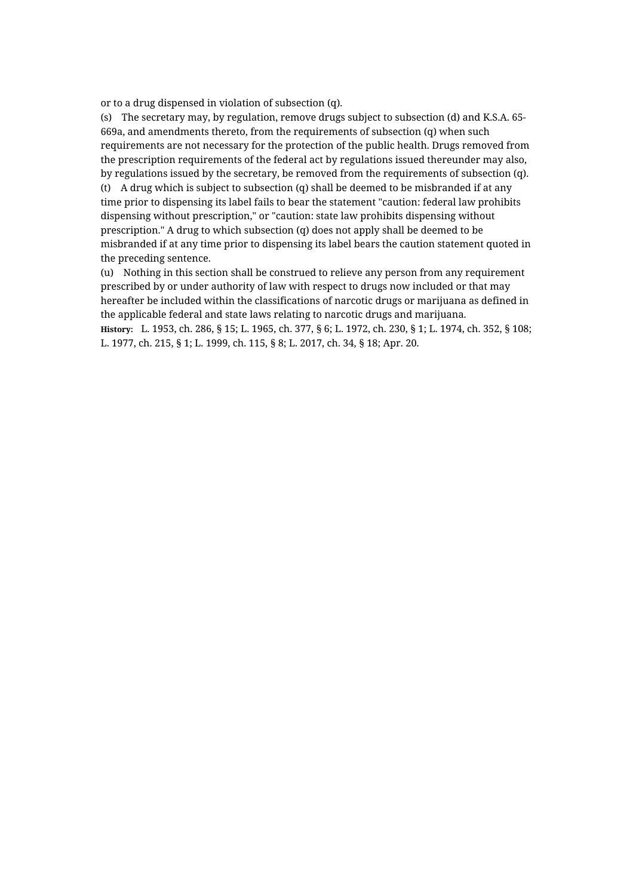or to a drug dispensed in violation of subsection (q).

(s) The secretary may, by regulation, remove drugs subject to subsection (d) and K.S.A. 65-669a, and amendments thereto, from the requirements of subsection (q) when such requirements are not necessary for the protection of the public health. Drugs removed from the prescription requirements of the federal act by regulations issued thereunder may also, by regulations issued by the secretary, be removed from the requirements of subsection (q).

(t) A drug which is subject to subsection (q) shall be deemed to be misbranded if at any time prior to dispensing its label fails to bear the statement "caution: federal law prohibits dispensing without prescription," or "caution: state law prohibits dispensing without prescription." A drug to which subsection (q) does not apply shall be deemed to be misbranded if at any time prior to dispensing its label bears the caution statement quoted in the preceding sentence.

(u) Nothing in this section shall be construed to relieve any person from any requirement prescribed by or under authority of law with respect to drugs now included or that may hereafter be included within the classifications of narcotic drugs or marijuana as defined in the applicable federal and state laws relating to narcotic drugs and marijuana.

**History:** L. 1953, ch. 286, § 15; L. 1965, ch. 377, § 6; L. 1972, ch. 230, § 1; L. 1974, ch. 352, § 108; L. 1977, ch. 215, § 1; L. 1999, ch. 115, § 8; L. 2017, ch. 34, § 18; Apr. 20.